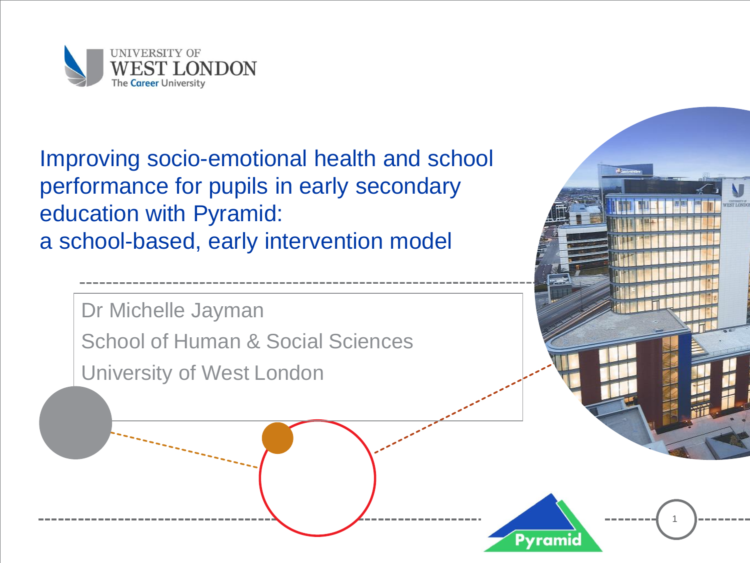UNIVERSITY OF WEST LONDON
The Career University

# Improving socio-emotional health and school performance for pupils in early secondary education with Pyramid: a school-based, early intervention model

Dr Michelle Jayman

School of Human & Social Sciences

University of West London

Pyramid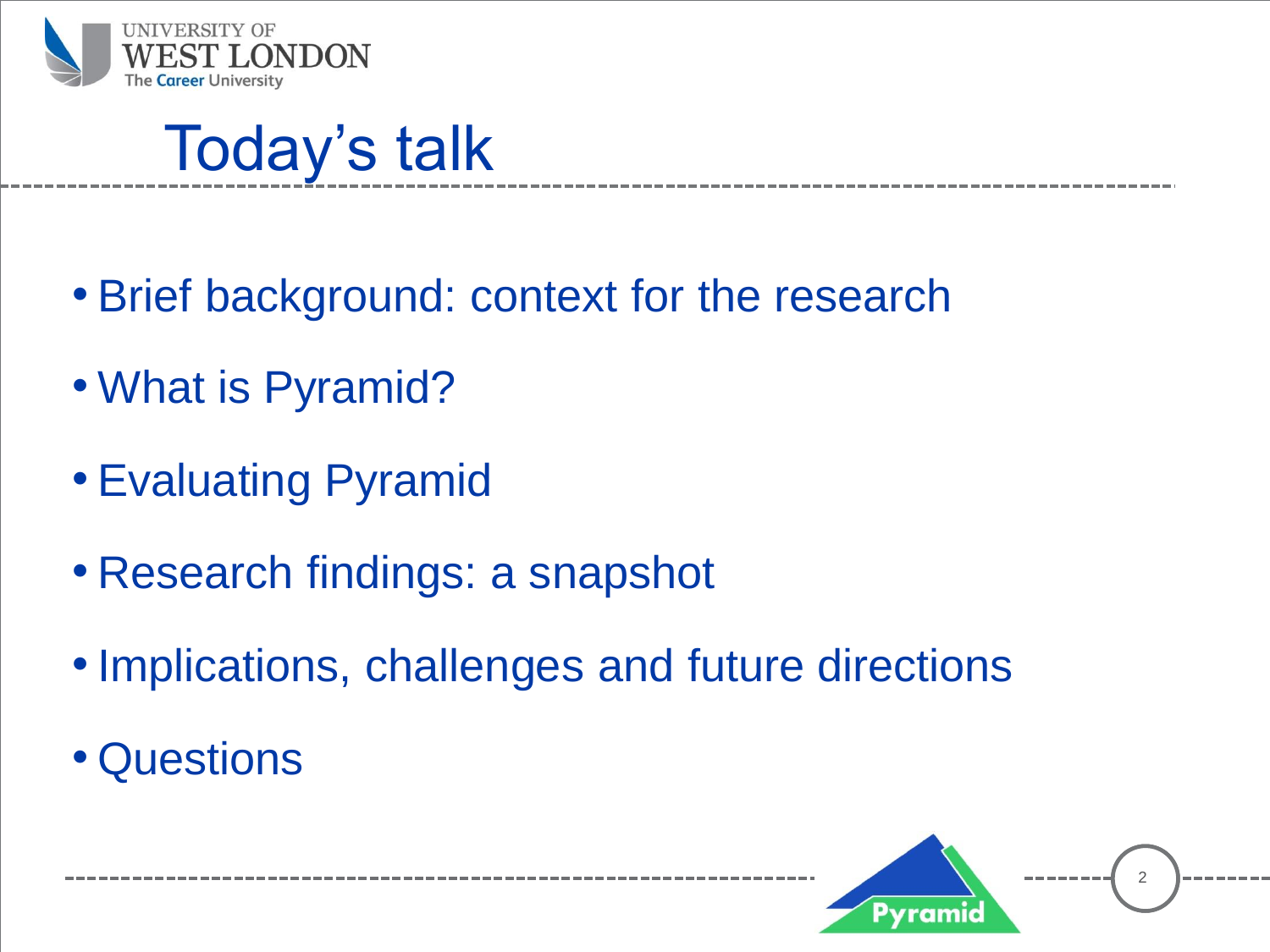# Today's talk

- Brief background: context for the research
- What is Pyramid?
- Evaluating Pyramid
- Research findings: a snapshot
- Implications, challenges and future directions
- Questions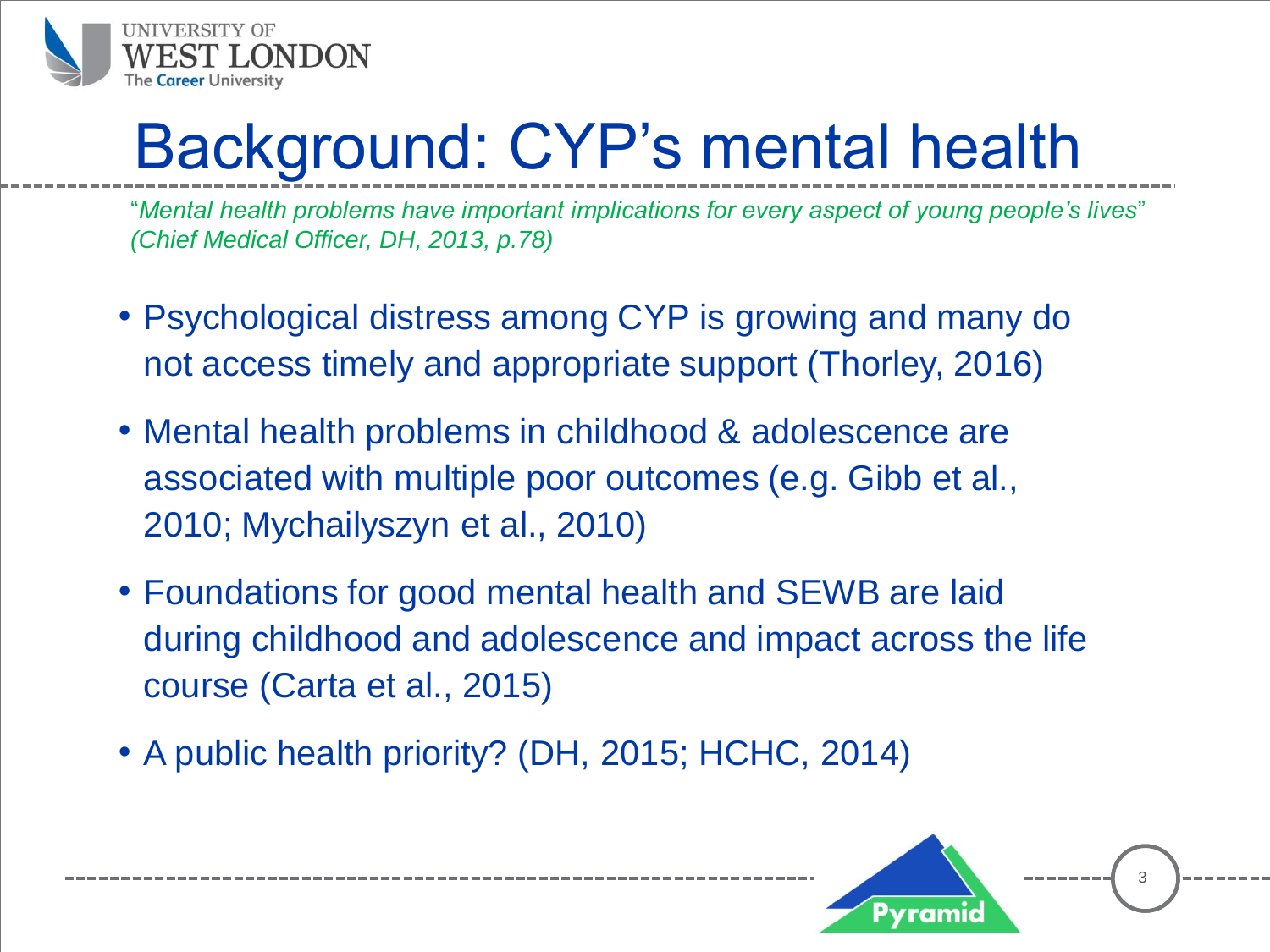# Background: CYP's mental health

"*Mental health problems have important implications for every aspect of young people's lives*" *(Chief Medical Officer, DH, 2013, p.78)*

- Psychological distress among CYP is growing and many do not access timely and appropriate support (Thorley, 2016)
- Mental health problems in childhood & adolescence are associated with multiple poor outcomes (e.g. Gibb et al., 2010; Mychailyszyn et al., 2010)
- Foundations for good mental health and SEWB are laid during childhood and adolescence and impact across the life course (Carta et al., 2015)
- A public health priority? (DH, 2015; HCHC, 2014)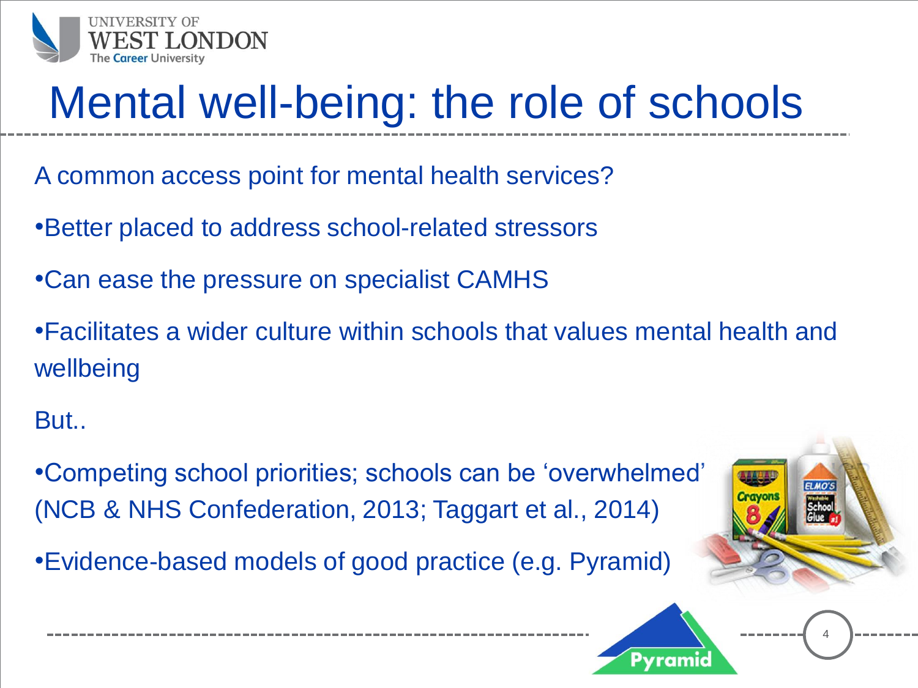# Mental well-being: the role of schools

A common access point for mental health services?

- Better placed to address school-related stressors
- Can ease the pressure on specialist CAMHS
- Facilitates a wider culture within schools that values mental health and wellbeing

But..

- Competing school priorities; schools can be 'overwhelmed' (NCB & NHS Confederation, 2013; Taggart et al., 2014)
- Evidence-based models of good practice (e.g. Pyramid)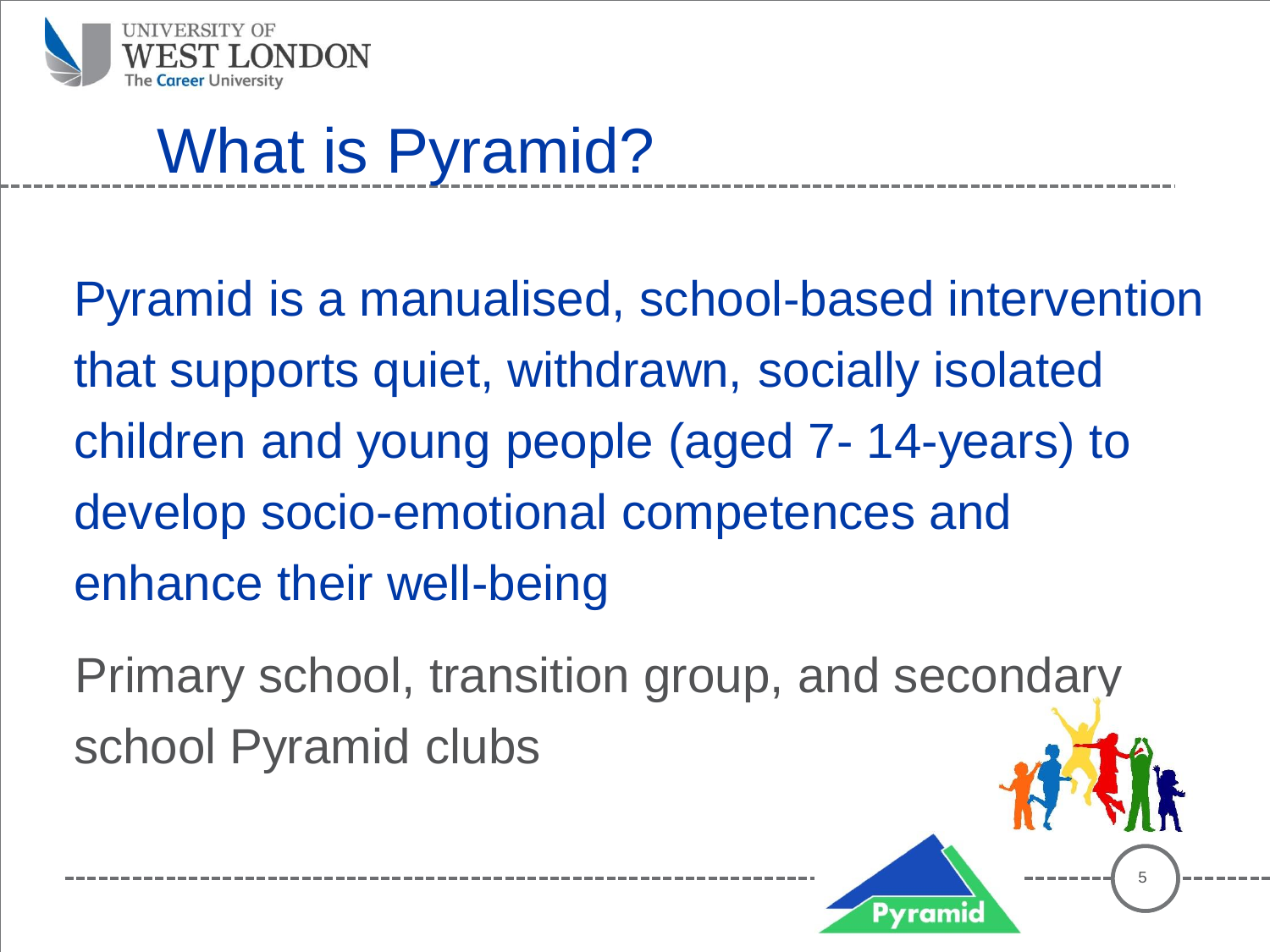# What is Pyramid?

Pyramid is a manualised, school-based intervention that supports quiet, withdrawn, socially isolated children and young people (aged 7- 14-years) to develop socio-emotional competences and enhance their well-being

Primary school, transition group, and secondary school Pyramid clubs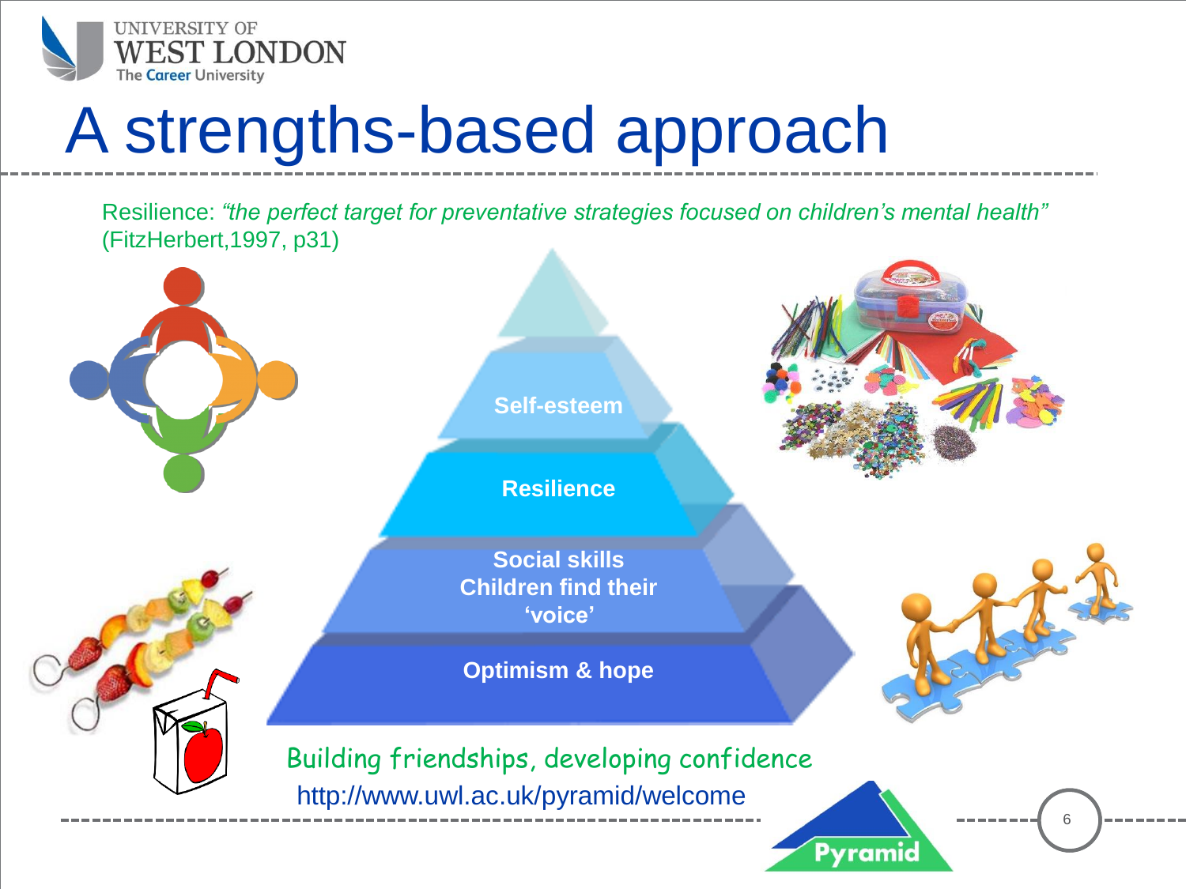# A strengths-based approach

Resilience: *"the perfect target for preventative strategies focused on children's mental health"* (FitzHerbert,1997, p31)

- Self-esteem
- Resilience
- Social skills
  Children find their 'voice'
- Optimism & hope

Building friendships, developing confidence

http://www.uwl.ac.uk/pyramid/welcome

Pyramid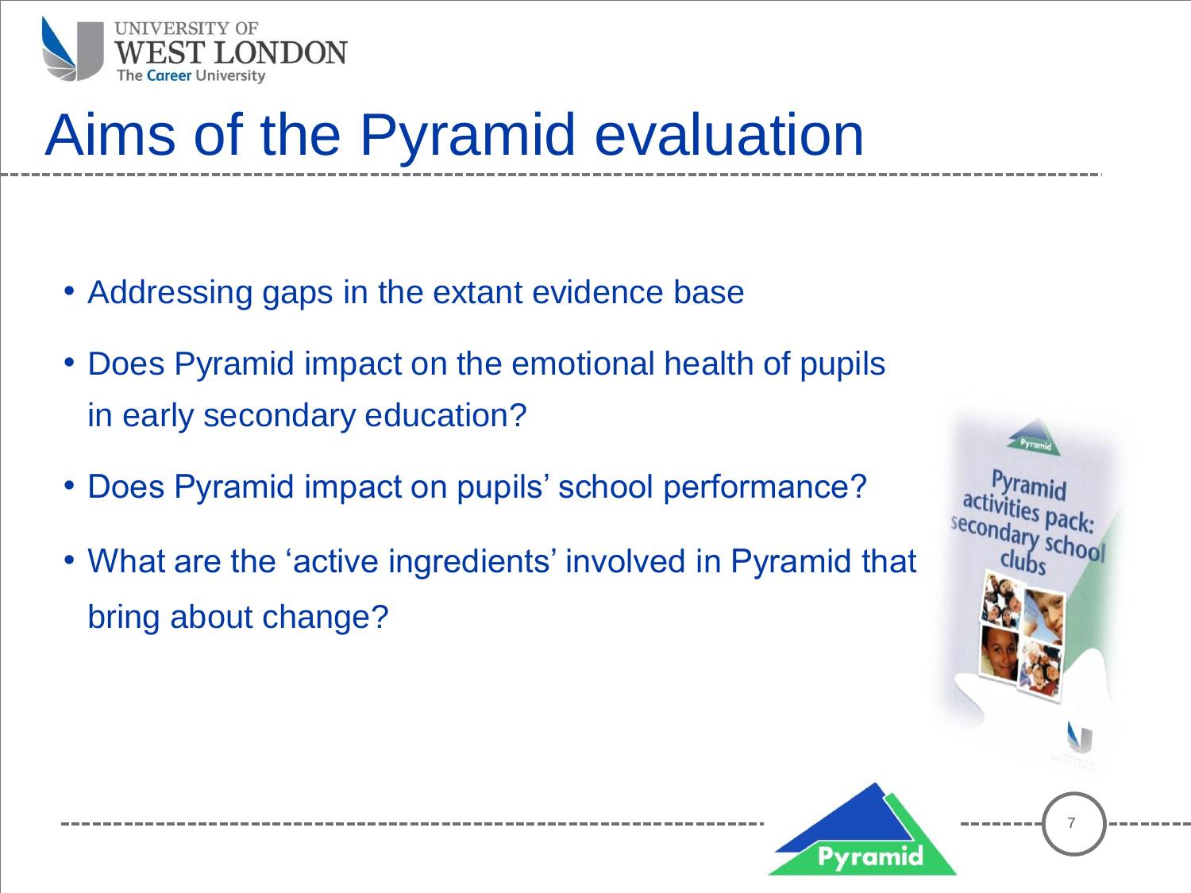# Aims of the Pyramid evaluation

- Addressing gaps in the extant evidence base
- Does Pyramid impact on the emotional health of pupils in early secondary education?
- Does Pyramid impact on pupils' school performance?
- What are the 'active ingredients' involved in Pyramid that bring about change?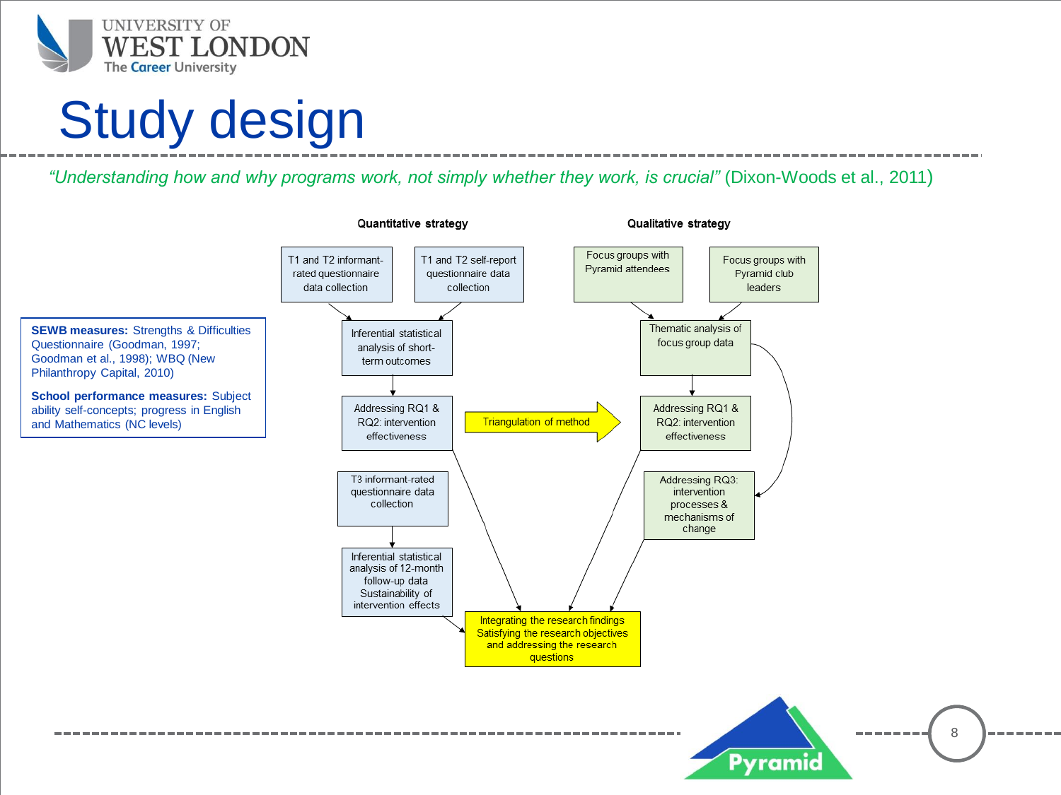# Study design

*"Understanding how and why programs work, not simply whether they work, is crucial"* (Dixon-Woods et al., 2011)

**SEWB measures:** Strengths & Difficulties Questionnaire (Goodman, 1997; Goodman et al., 1998); WBQ (New Philanthropy Capital, 2010)

**School performance measures:** Subject ability self-concepts; progress in English and Mathematics (NC levels)

**Quantitative strategy**

- T1 and T2 informant-rated questionnaire data collection
- T1 and T2 self-report questionnaire data collection
- Inferential statistical analysis of short-term outcomes
- Addressing RQ1 & RQ2: intervention effectiveness
- T3 informant-rated questionnaire data collection
- Inferential statistical analysis of 12-month follow-up data Sustainability of intervention effects

**Qualitative strategy**

- Focus groups with Pyramid attendees
- Focus groups with Pyramid club leaders
- Thematic analysis of focus group data
- Addressing RQ1 & RQ2: intervention effectiveness
- Addressing RQ3: intervention processes & mechanisms of change

Triangulation of method

Integrating the research findings Satisfying the research objectives and addressing the research questions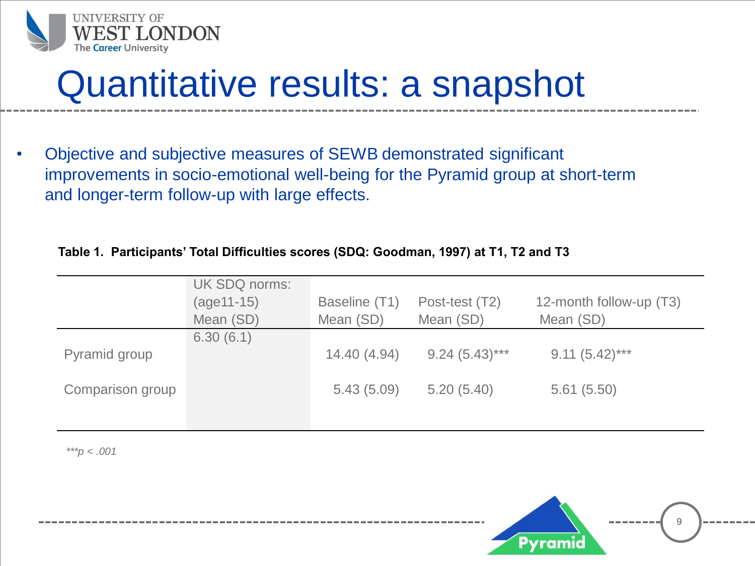# Quantitative results: a snapshot

- Objective and subjective measures of SEWB demonstrated significant improvements in socio-emotional well-being for the Pyramid group at short-term and longer-term follow-up with large effects.

**Table 1. Participants' Total Difficulties scores (SDQ: Goodman, 1997) at T1, T2 and T3**

| | UK SDQ norms: (age11-15) Mean (SD) | Baseline (T1) Mean (SD) | Post-test (T2) Mean (SD) | 12-month follow-up (T3) Mean (SD) |
|---|---|---|---|---|
| | 6.30 (6.1) | | | |
| Pyramid group | | 14.40 (4.94) | 9.24 (5.43)*** | 9.11 (5.42)*** |
| Comparison group | | 5.43 (5.09) | 5.20 (5.40) | 5.61 (5.50) |

****p* < .001*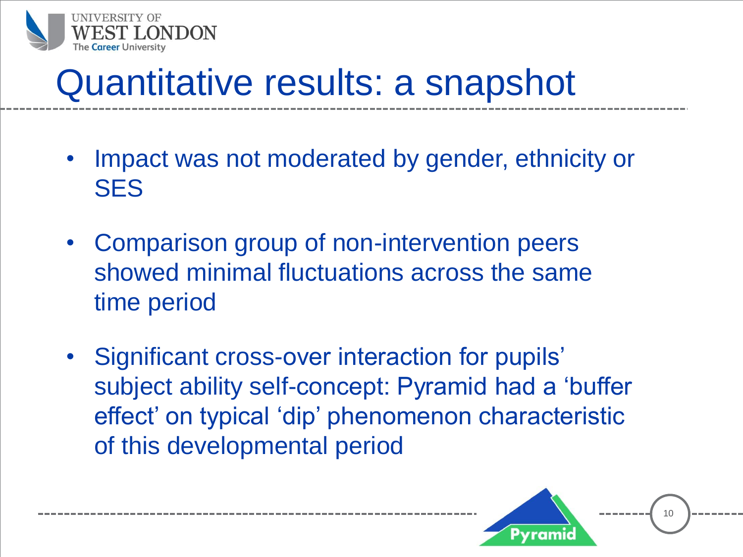# Quantitative results: a snapshot

- Impact was not moderated by gender, ethnicity or SES
- Comparison group of non-intervention peers showed minimal fluctuations across the same time period
- Significant cross-over interaction for pupils' subject ability self-concept: Pyramid had a 'buffer effect' on typical 'dip' phenomenon characteristic of this developmental period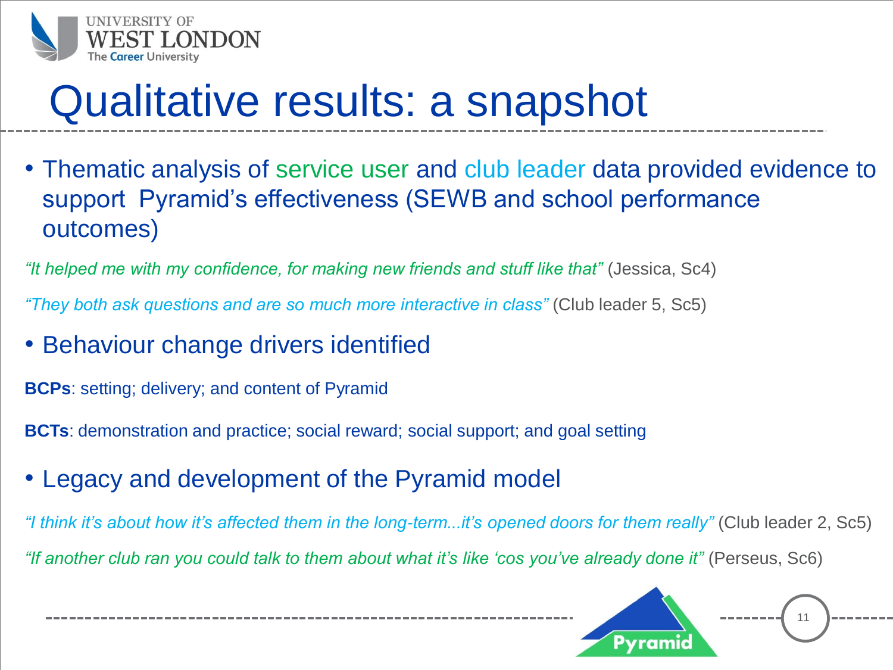# Qualitative results: a snapshot

- Thematic analysis of service user and club leader data provided evidence to support Pyramid's effectiveness (SEWB and school performance outcomes)

*"It helped me with my confidence, for making new friends and stuff like that"* (Jessica, Sc4)

*"They both ask questions and are so much more interactive in class"* (Club leader 5, Sc5)

- Behaviour change drivers identified

**BCPs**: setting; delivery; and content of Pyramid

**BCTs**: demonstration and practice; social reward; social support; and goal setting

- Legacy and development of the Pyramid model

*"I think it's about how it's affected them in the long-term...it's opened doors for them really"* (Club leader 2, Sc5)

*"If another club ran you could talk to them about what it's like 'cos you've already done it"* (Perseus, Sc6)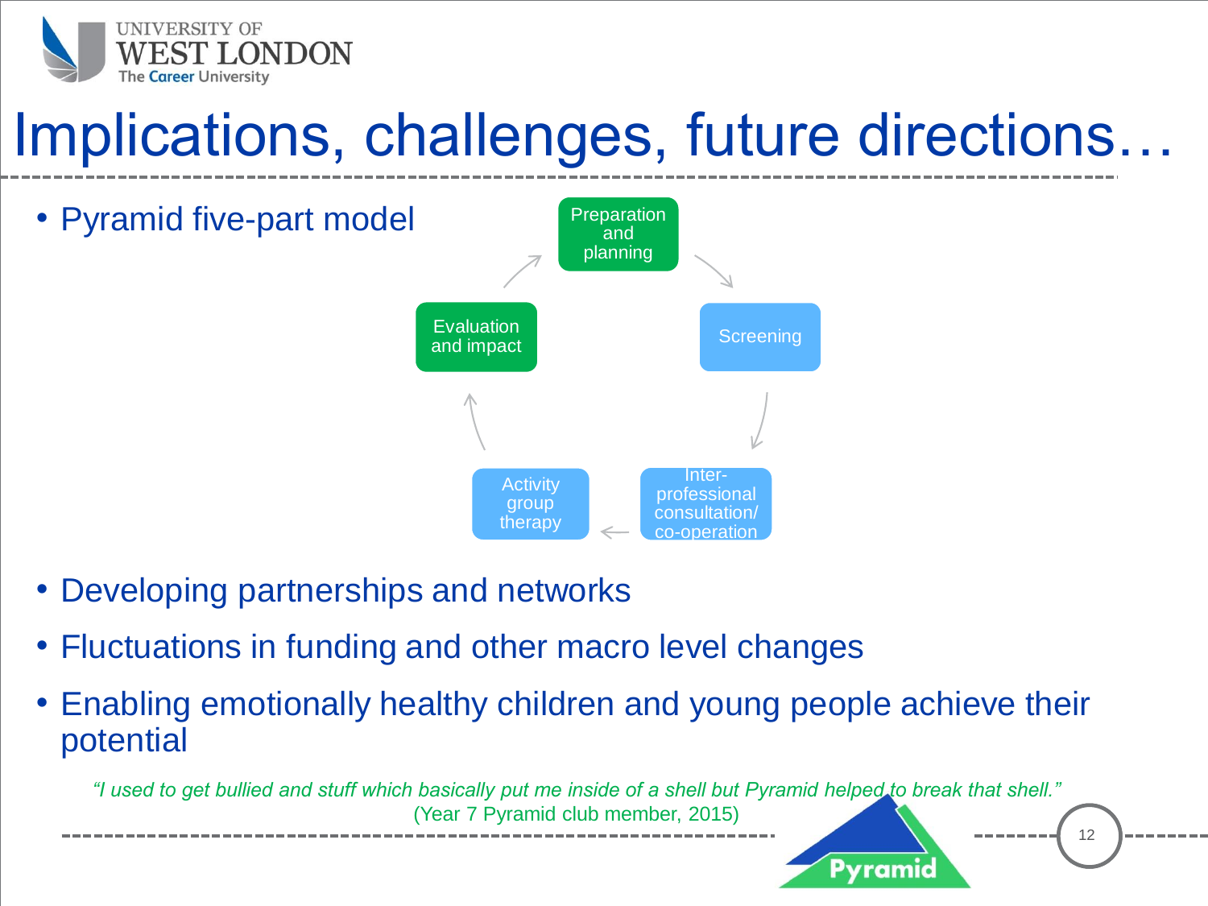# Implications, challenges, future directions…

- Pyramid five-part model

Preparation and planning → Screening → Inter-professional consultation/ co-operation → Activity group therapy → Evaluation and impact → Preparation and planning

- Developing partnerships and networks
- Fluctuations in funding and other macro level changes
- Enabling emotionally healthy children and young people achieve their potential

*"I used to get bullied and stuff which basically put me inside of a shell but Pyramid helped to break that shell."*
(Year 7 Pyramid club member, 2015)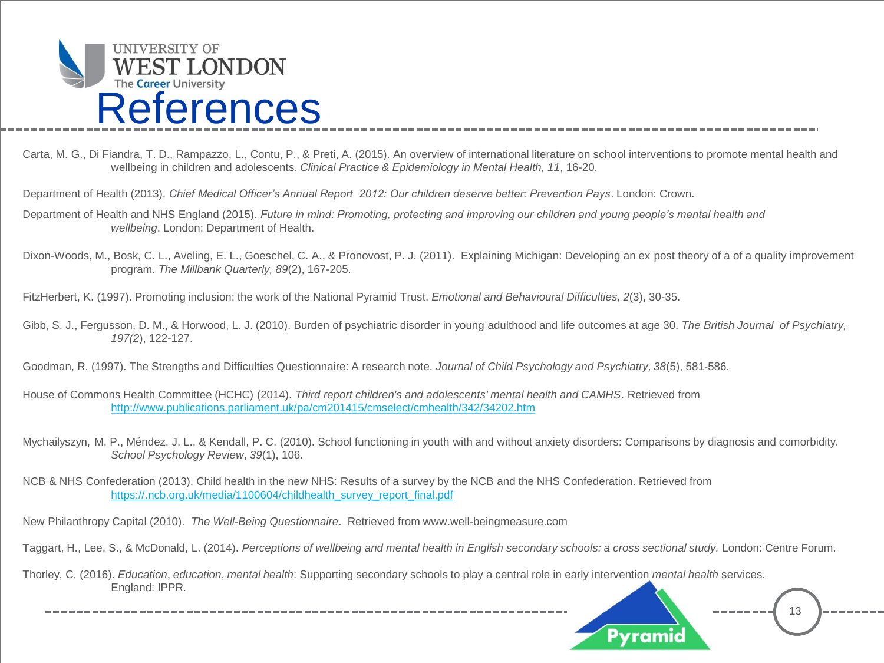# References

Carta, M. G., Di Fiandra, T. D., Rampazzo, L., Contu, P., & Preti, A. (2015). An overview of international literature on school interventions to promote mental health and wellbeing in children and adolescents. *Clinical Practice & Epidemiology in Mental Health, 11*, 16-20.

Department of Health (2013). *Chief Medical Officer's Annual Report 2012: Our children deserve better: Prevention Pays*. London: Crown.

Department of Health and NHS England (2015). *Future in mind: Promoting, protecting and improving our children and young people's mental health and wellbeing*. London: Department of Health.

Dixon-Woods, M., Bosk, C. L., Aveling, E. L., Goeschel, C. A., & Pronovost, P. J. (2011). Explaining Michigan: Developing an ex post theory of a of a quality improvement program. *The Millbank Quarterly, 89*(2), 167-205.

FitzHerbert, K. (1997). Promoting inclusion: the work of the National Pyramid Trust. *Emotional and Behavioural Difficulties, 2*(3), 30-35.

Gibb, S. J., Fergusson, D. M., & Horwood, L. J. (2010). Burden of psychiatric disorder in young adulthood and life outcomes at age 30. *The British Journal of Psychiatry, 197(2*), 122-127.

Goodman, R. (1997). The Strengths and Difficulties Questionnaire: A research note. *Journal of Child Psychology and Psychiatry, 38*(5), 581-586.

House of Commons Health Committee (HCHC) (2014). *Third report children's and adolescents' mental health and CAMHS*. Retrieved from http://www.publications.parliament.uk/pa/cm201415/cmselect/cmhealth/342/34202.htm

Mychailyszyn, M. P., Méndez, J. L., & Kendall, P. C. (2010). School functioning in youth with and without anxiety disorders: Comparisons by diagnosis and comorbidity. *School Psychology Review*, *39*(1), 106.

NCB & NHS Confederation (2013). Child health in the new NHS: Results of a survey by the NCB and the NHS Confederation. Retrieved from https://.ncb.org.uk/media/1100604/childhealth_survey_report_final.pdf

New Philanthropy Capital (2010). *The Well-Being Questionnaire*. Retrieved from www.well-beingmeasure.com

Taggart, H., Lee, S., & McDonald, L. (2014). *Perceptions of wellbeing and mental health in English secondary schools: a cross sectional study.* London: Centre Forum.

Thorley, C. (2016). *Education*, *education*, *mental health*: Supporting secondary schools to play a central role in early intervention *mental health* services. England: IPPR.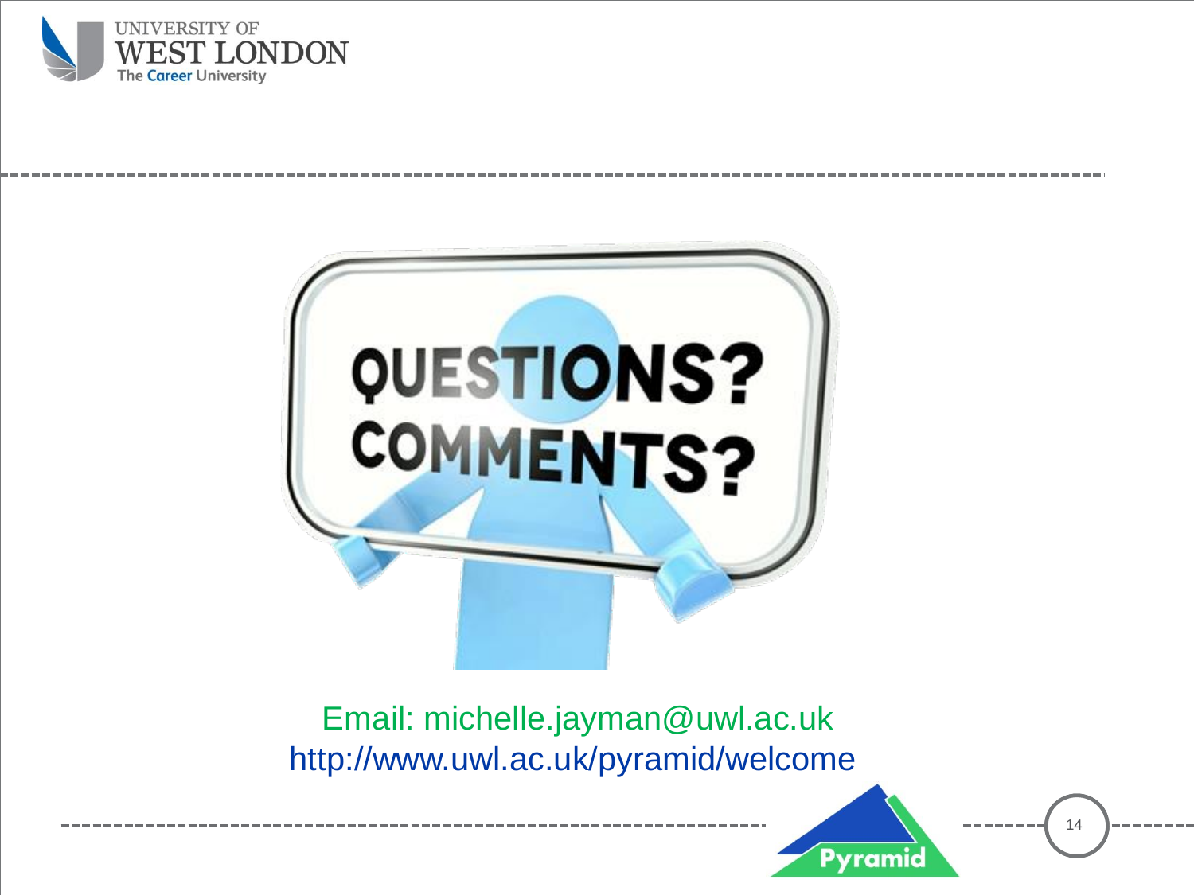QUESTIONS?
COMMENTS?

Email: michelle.jayman@uwl.ac.uk
http://www.uwl.ac.uk/pyramid/welcome